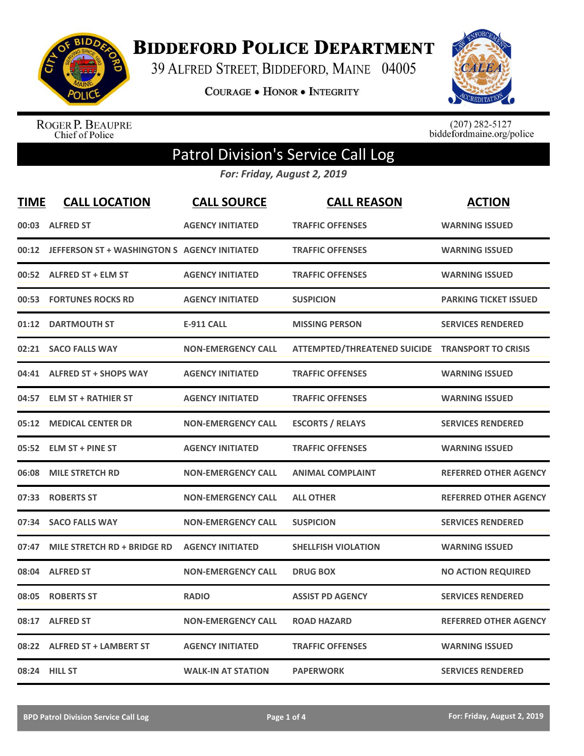# Biddeford Police Department

39 Alfred Street, Biddeford, Maine 04005

**Courage • Honor • Integrity**

Roger P. Beaupre
Chief of Police

(207) 282-5127
biddefordmaine.org/police

## Patrol Division's Service Call Log

*For: Friday, August 2, 2019*

| TIME | CALL LOCATION | CALL SOURCE | CALL REASON | ACTION |
|---|---|---|---|---|
| 00:03 | ALFRED ST | AGENCY INITIATED | TRAFFIC OFFENSES | WARNING ISSUED |
| 00:12 | JEFFERSON ST + WASHINGTON S | AGENCY INITIATED | TRAFFIC OFFENSES | WARNING ISSUED |
| 00:52 | ALFRED ST + ELM ST | AGENCY INITIATED | TRAFFIC OFFENSES | WARNING ISSUED |
| 00:53 | FORTUNES ROCKS RD | AGENCY INITIATED | SUSPICION | PARKING TICKET ISSUED |
| 01:12 | DARTMOUTH ST | E-911 CALL | MISSING PERSON | SERVICES RENDERED |
| 02:21 | SACO FALLS WAY | NON-EMERGENCY CALL | ATTEMPTED/THREATENED SUICIDE | TRANSPORT TO CRISIS |
| 04:41 | ALFRED ST + SHOPS WAY | AGENCY INITIATED | TRAFFIC OFFENSES | WARNING ISSUED |
| 04:57 | ELM ST + RATHIER ST | AGENCY INITIATED | TRAFFIC OFFENSES | WARNING ISSUED |
| 05:12 | MEDICAL CENTER DR | NON-EMERGENCY CALL | ESCORTS / RELAYS | SERVICES RENDERED |
| 05:52 | ELM ST + PINE ST | AGENCY INITIATED | TRAFFIC OFFENSES | WARNING ISSUED |
| 06:08 | MILE STRETCH RD | NON-EMERGENCY CALL | ANIMAL COMPLAINT | REFERRED OTHER AGENCY |
| 07:33 | ROBERTS ST | NON-EMERGENCY CALL | ALL OTHER | REFERRED OTHER AGENCY |
| 07:34 | SACO FALLS WAY | NON-EMERGENCY CALL | SUSPICION | SERVICES RENDERED |
| 07:47 | MILE STRETCH RD + BRIDGE RD | AGENCY INITIATED | SHELLFISH VIOLATION | WARNING ISSUED |
| 08:04 | ALFRED ST | NON-EMERGENCY CALL | DRUG BOX | NO ACTION REQUIRED |
| 08:05 | ROBERTS ST | RADIO | ASSIST PD AGENCY | SERVICES RENDERED |
| 08:17 | ALFRED ST | NON-EMERGENCY CALL | ROAD HAZARD | REFERRED OTHER AGENCY |
| 08:22 | ALFRED ST + LAMBERT ST | AGENCY INITIATED | TRAFFIC OFFENSES | WARNING ISSUED |
| 08:24 | HILL ST | WALK-IN AT STATION | PAPERWORK | SERVICES RENDERED |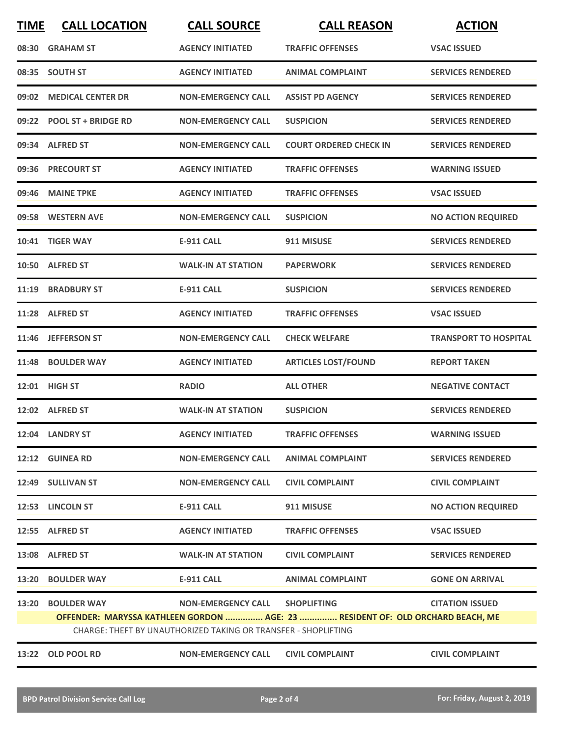| TIME | CALL LOCATION | CALL SOURCE | CALL REASON | ACTION |
|---|---|---|---|---|
| 08:30 | GRAHAM ST | AGENCY INITIATED | TRAFFIC OFFENSES | VSAC ISSUED |
| 08:35 | SOUTH ST | AGENCY INITIATED | ANIMAL COMPLAINT | SERVICES RENDERED |
| 09:02 | MEDICAL CENTER DR | NON-EMERGENCY CALL | ASSIST PD AGENCY | SERVICES RENDERED |
| 09:22 | POOL ST + BRIDGE RD | NON-EMERGENCY CALL | SUSPICION | SERVICES RENDERED |
| 09:34 | ALFRED ST | NON-EMERGENCY CALL | COURT ORDERED CHECK IN | SERVICES RENDERED |
| 09:36 | PRECOURT ST | AGENCY INITIATED | TRAFFIC OFFENSES | WARNING ISSUED |
| 09:46 | MAINE TPKE | AGENCY INITIATED | TRAFFIC OFFENSES | VSAC ISSUED |
| 09:58 | WESTERN AVE | NON-EMERGENCY CALL | SUSPICION | NO ACTION REQUIRED |
| 10:41 | TIGER WAY | E-911 CALL | 911 MISUSE | SERVICES RENDERED |
| 10:50 | ALFRED ST | WALK-IN AT STATION | PAPERWORK | SERVICES RENDERED |
| 11:19 | BRADBURY ST | E-911 CALL | SUSPICION | SERVICES RENDERED |
| 11:28 | ALFRED ST | AGENCY INITIATED | TRAFFIC OFFENSES | VSAC ISSUED |
| 11:46 | JEFFERSON ST | NON-EMERGENCY CALL | CHECK WELFARE | TRANSPORT TO HOSPITAL |
| 11:48 | BOULDER WAY | AGENCY INITIATED | ARTICLES LOST/FOUND | REPORT TAKEN |
| 12:01 | HIGH ST | RADIO | ALL OTHER | NEGATIVE CONTACT |
| 12:02 | ALFRED ST | WALK-IN AT STATION | SUSPICION | SERVICES RENDERED |
| 12:04 | LANDRY ST | AGENCY INITIATED | TRAFFIC OFFENSES | WARNING ISSUED |
| 12:12 | GUINEA RD | NON-EMERGENCY CALL | ANIMAL COMPLAINT | SERVICES RENDERED |
| 12:49 | SULLIVAN ST | NON-EMERGENCY CALL | CIVIL COMPLAINT | CIVIL COMPLAINT |
| 12:53 | LINCOLN ST | E-911 CALL | 911 MISUSE | NO ACTION REQUIRED |
| 12:55 | ALFRED ST | AGENCY INITIATED | TRAFFIC OFFENSES | VSAC ISSUED |
| 13:08 | ALFRED ST | WALK-IN AT STATION | CIVIL COMPLAINT | SERVICES RENDERED |
| 13:20 | BOULDER WAY | E-911 CALL | ANIMAL COMPLAINT | GONE ON ARRIVAL |
| 13:20 | BOULDER WAY | NON-EMERGENCY CALL | SHOPLIFTING | CITATION ISSUED |
| | OFFENDER: MARYSSA KATHLEEN GORDON ............... AGE: 23 ............... RESIDENT OF: OLD ORCHARD BEACH, ME | | | |
| | CHARGE: THEFT BY UNAUTHORIZED TAKING OR TRANSFER - SHOPLIFTING | | | |
| 13:22 | OLD POOL RD | NON-EMERGENCY CALL | CIVIL COMPLAINT | CIVIL COMPLAINT |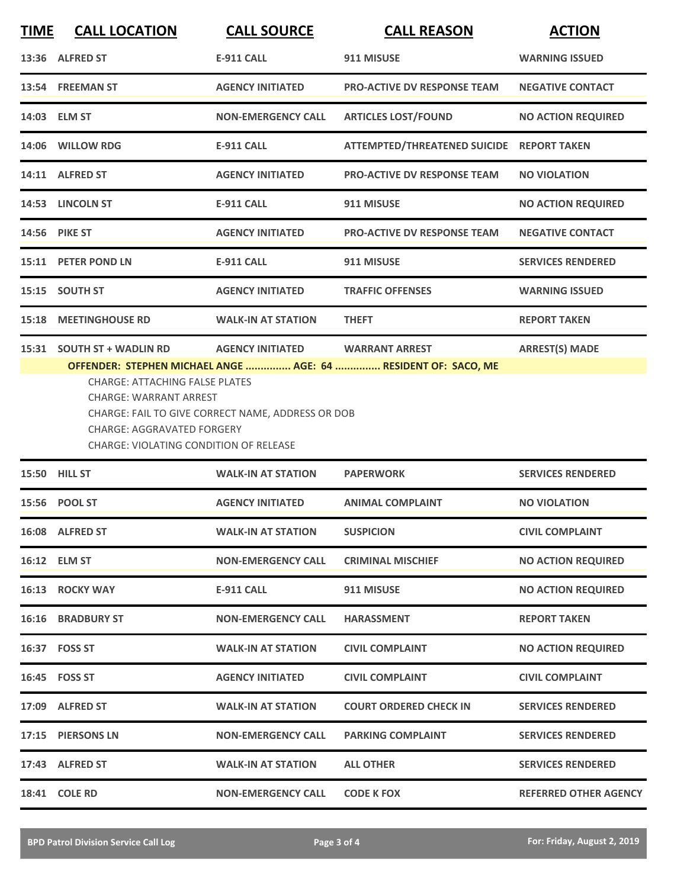| TIME | CALL LOCATION | CALL SOURCE | CALL REASON | ACTION |
|---|---|---|---|---|
| 13:36 | ALFRED ST | E-911 CALL | 911 MISUSE | WARNING ISSUED |
| 13:54 | FREEMAN ST | AGENCY INITIATED | PRO-ACTIVE DV RESPONSE TEAM | NEGATIVE CONTACT |
| 14:03 | ELM ST | NON-EMERGENCY CALL | ARTICLES LOST/FOUND | NO ACTION REQUIRED |
| 14:06 | WILLOW RDG | E-911 CALL | ATTEMPTED/THREATENED SUICIDE | REPORT TAKEN |
| 14:11 | ALFRED ST | AGENCY INITIATED | PRO-ACTIVE DV RESPONSE TEAM | NO VIOLATION |
| 14:53 | LINCOLN ST | E-911 CALL | 911 MISUSE | NO ACTION REQUIRED |
| 14:56 | PIKE ST | AGENCY INITIATED | PRO-ACTIVE DV RESPONSE TEAM | NEGATIVE CONTACT |
| 15:11 | PETER POND LN | E-911 CALL | 911 MISUSE | SERVICES RENDERED |
| 15:15 | SOUTH ST | AGENCY INITIATED | TRAFFIC OFFENSES | WARNING ISSUED |
| 15:18 | MEETINGHOUSE RD | WALK-IN AT STATION | THEFT | REPORT TAKEN |
| 15:31 | SOUTH ST + WADLIN RD | AGENCY INITIATED | WARRANT ARREST | ARREST(S) MADE |

**OFFENDER: STEPHEN MICHAEL ANGE ............... AGE: 64 ............... RESIDENT OF: SACO, ME**

CHARGE: ATTACHING FALSE PLATES
CHARGE: WARRANT ARREST
CHARGE: FAIL TO GIVE CORRECT NAME, ADDRESS OR DOB
CHARGE: AGGRAVATED FORGERY
CHARGE: VIOLATING CONDITION OF RELEASE

| TIME | CALL LOCATION | CALL SOURCE | CALL REASON | ACTION |
|---|---|---|---|---|
| 15:50 | HILL ST | WALK-IN AT STATION | PAPERWORK | SERVICES RENDERED |
| 15:56 | POOL ST | AGENCY INITIATED | ANIMAL COMPLAINT | NO VIOLATION |
| 16:08 | ALFRED ST | WALK-IN AT STATION | SUSPICION | CIVIL COMPLAINT |
| 16:12 | ELM ST | NON-EMERGENCY CALL | CRIMINAL MISCHIEF | NO ACTION REQUIRED |
| 16:13 | ROCKY WAY | E-911 CALL | 911 MISUSE | NO ACTION REQUIRED |
| 16:16 | BRADBURY ST | NON-EMERGENCY CALL | HARASSMENT | REPORT TAKEN |
| 16:37 | FOSS ST | WALK-IN AT STATION | CIVIL COMPLAINT | NO ACTION REQUIRED |
| 16:45 | FOSS ST | AGENCY INITIATED | CIVIL COMPLAINT | CIVIL COMPLAINT |
| 17:09 | ALFRED ST | WALK-IN AT STATION | COURT ORDERED CHECK IN | SERVICES RENDERED |
| 17:15 | PIERSONS LN | NON-EMERGENCY CALL | PARKING COMPLAINT | SERVICES RENDERED |
| 17:43 | ALFRED ST | WALK-IN AT STATION | ALL OTHER | SERVICES RENDERED |
| 18:41 | COLE RD | NON-EMERGENCY CALL | CODE K FOX | REFERRED OTHER AGENCY |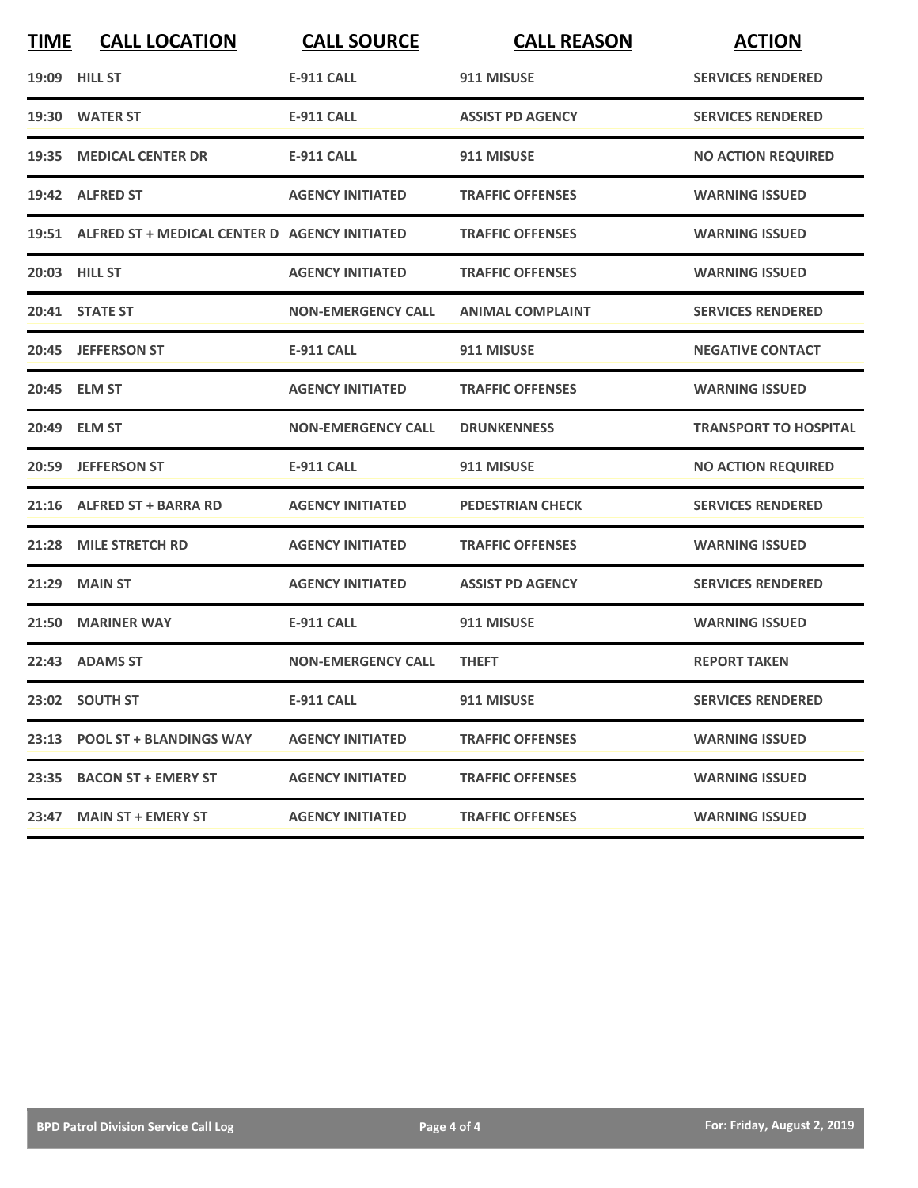| TIME | CALL LOCATION | CALL SOURCE | CALL REASON | ACTION |
|---|---|---|---|---|
| 19:09 | HILL ST | E-911 CALL | 911 MISUSE | SERVICES RENDERED |
| 19:30 | WATER ST | E-911 CALL | ASSIST PD AGENCY | SERVICES RENDERED |
| 19:35 | MEDICAL CENTER DR | E-911 CALL | 911 MISUSE | NO ACTION REQUIRED |
| 19:42 | ALFRED ST | AGENCY INITIATED | TRAFFIC OFFENSES | WARNING ISSUED |
| 19:51 | ALFRED ST + MEDICAL CENTER D | AGENCY INITIATED | TRAFFIC OFFENSES | WARNING ISSUED |
| 20:03 | HILL ST | AGENCY INITIATED | TRAFFIC OFFENSES | WARNING ISSUED |
| 20:41 | STATE ST | NON-EMERGENCY CALL | ANIMAL COMPLAINT | SERVICES RENDERED |
| 20:45 | JEFFERSON ST | E-911 CALL | 911 MISUSE | NEGATIVE CONTACT |
| 20:45 | ELM ST | AGENCY INITIATED | TRAFFIC OFFENSES | WARNING ISSUED |
| 20:49 | ELM ST | NON-EMERGENCY CALL | DRUNKENNESS | TRANSPORT TO HOSPITAL |
| 20:59 | JEFFERSON ST | E-911 CALL | 911 MISUSE | NO ACTION REQUIRED |
| 21:16 | ALFRED ST + BARRA RD | AGENCY INITIATED | PEDESTRIAN CHECK | SERVICES RENDERED |
| 21:28 | MILE STRETCH RD | AGENCY INITIATED | TRAFFIC OFFENSES | WARNING ISSUED |
| 21:29 | MAIN ST | AGENCY INITIATED | ASSIST PD AGENCY | SERVICES RENDERED |
| 21:50 | MARINER WAY | E-911 CALL | 911 MISUSE | WARNING ISSUED |
| 22:43 | ADAMS ST | NON-EMERGENCY CALL | THEFT | REPORT TAKEN |
| 23:02 | SOUTH ST | E-911 CALL | 911 MISUSE | SERVICES RENDERED |
| 23:13 | POOL ST + BLANDINGS WAY | AGENCY INITIATED | TRAFFIC OFFENSES | WARNING ISSUED |
| 23:35 | BACON ST + EMERY ST | AGENCY INITIATED | TRAFFIC OFFENSES | WARNING ISSUED |
| 23:47 | MAIN ST + EMERY ST | AGENCY INITIATED | TRAFFIC OFFENSES | WARNING ISSUED |